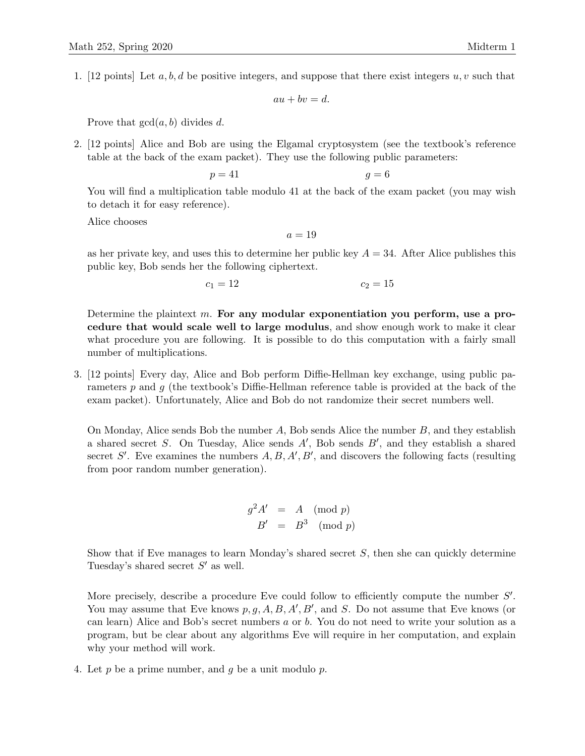1. [12 points] Let $a, b, d$ be positive integers, and suppose that there exist integers $u, v$ such that

$$au + bv = d.$$

Prove that $\gcd(a, b)$ divides $d$.

2. [12 points] Alice and Bob are using the Elgamal cryptosystem (see the textbook's reference table at the back of the exam packet). They use the following public parameters:

$$p = 41 \qquad\qquad g = 6$$

You will find a multiplication table modulo 41 at the back of the exam packet (you may wish to detach it for easy reference).

Alice chooses

$$a = 19$$

as her private key, and uses this to determine her public key $A = 34$. After Alice publishes this public key, Bob sends her the following ciphertext.

$$c_1 = 12 \qquad\qquad c_2 = 15$$

Determine the plaintext $m$. **For any modular exponentiation you perform, use a procedure that would scale well to large modulus**, and show enough work to make it clear what procedure you are following. It is possible to do this computation with a fairly small number of multiplications.

3. [12 points] Every day, Alice and Bob perform Diffie-Hellman key exchange, using public parameters $p$ and $g$ (the textbook's Diffie-Hellman reference table is provided at the back of the exam packet). Unfortunately, Alice and Bob do not randomize their secret numbers well.

On Monday, Alice sends Bob the number $A$, Bob sends Alice the number $B$, and they establish a shared secret $S$. On Tuesday, Alice sends $A'$, Bob sends $B'$, and they establish a shared secret $S'$. Eve examines the numbers $A, B, A', B'$, and discovers the following facts (resulting from poor random number generation).

$$\begin{aligned} g^2 A' &= A \pmod{p} \\ B' &= B^3 \pmod{p} \end{aligned}$$

Show that if Eve manages to learn Monday's shared secret $S$, then she can quickly determine Tuesday's shared secret $S'$ as well.

More precisely, describe a procedure Eve could follow to efficiently compute the number $S'$. You may assume that Eve knows $p, g, A, B, A', B'$, and $S$. Do not assume that Eve knows (or can learn) Alice and Bob's secret numbers $a$ or $b$. You do not need to write your solution as a program, but be clear about any algorithms Eve will require in her computation, and explain why your method will work.

4. Let $p$ be a prime number, and $g$ be a unit modulo $p$.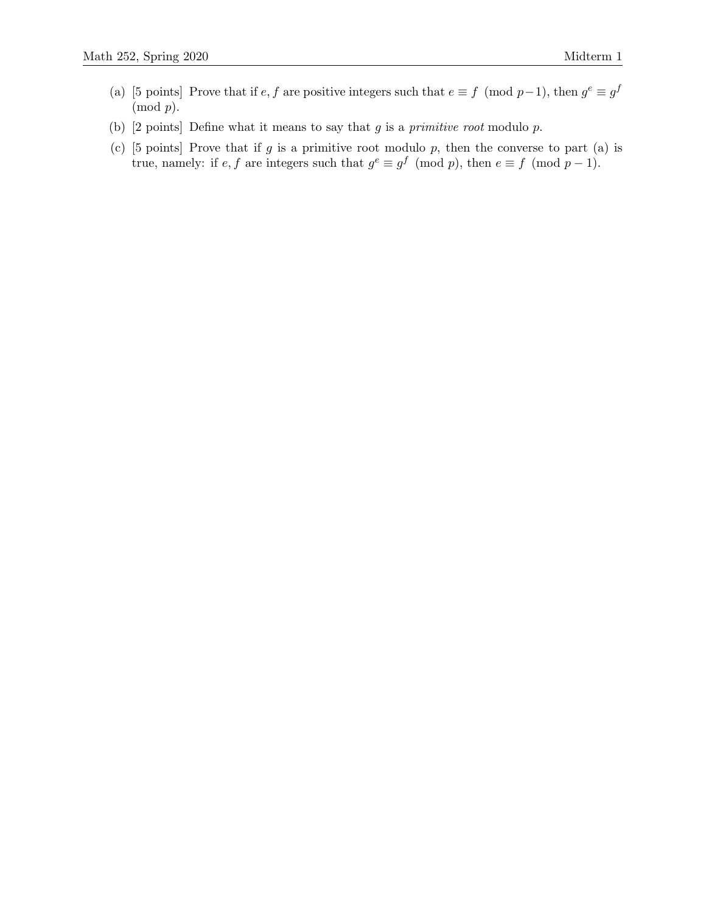(a) [5 points] Prove that if $e, f$ are positive integers such that $e \equiv f \pmod{p-1}$, then $g^e \equiv g^f \pmod{p}$.

(b) [2 points] Define what it means to say that $g$ is a *primitive root* modulo $p$.

(c) [5 points] Prove that if $g$ is a primitive root modulo $p$, then the converse to part (a) is true, namely: if $e, f$ are integers such that $g^e \equiv g^f \pmod{p}$, then $e \equiv f \pmod{p-1}$.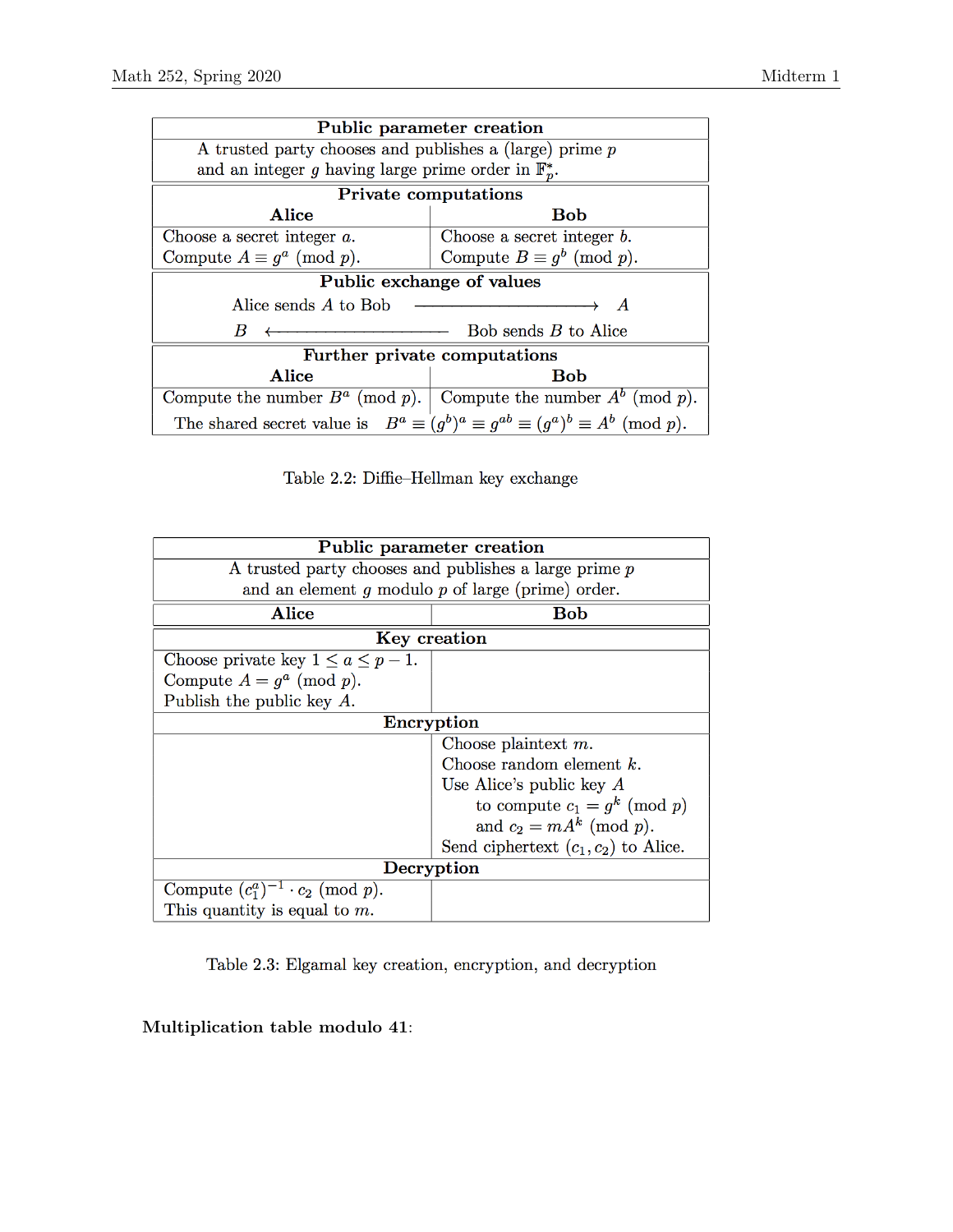| Public parameter creation | |
|---|---|
| A trusted party chooses and publishes a (large) prime $p$ and an integer $g$ having large prime order in $\mathbb{F}_p^*$. | |
| **Private computations** | |
| **Alice** | **Bob** |
| Choose a secret integer $a$. | Choose a secret integer $b$. |
| Compute $A \equiv g^a \pmod{p}$. | Compute $B \equiv g^b \pmod{p}$. |
| **Public exchange of values** | |
| Alice sends $A$ to Bob $\longrightarrow$ $A$ | |
| $B$ $\longleftarrow$ Bob sends $B$ to Alice | |
| **Further private computations** | |
| **Alice** | **Bob** |
| Compute the number $B^a \pmod{p}$. | Compute the number $A^b \pmod{p}$. |
| The shared secret value is $B^a \equiv (g^b)^a \equiv g^{ab} \equiv (g^a)^b \equiv A^b \pmod{p}$. | |

Table 2.2: Diffie–Hellman key exchange

| Public parameter creation | |
|---|---|
| A trusted party chooses and publishes a large prime $p$ and an element $g$ modulo $p$ of large (prime) order. | |
| **Alice** | **Bob** |
| **Key creation** | |
| Choose private key $1 \le a \le p-1$.<br>Compute $A = g^a \pmod{p}$.<br>Publish the public key $A$. | |
| **Encryption** | |
| | Choose plaintext $m$.<br>Choose random element $k$.<br>Use Alice's public key $A$<br>to compute $c_1 = g^k \pmod{p}$<br>and $c_2 = mA^k \pmod{p}$.<br>Send ciphertext $(c_1, c_2)$ to Alice. |
| **Decryption** | |
| Compute $(c_1^a)^{-1} \cdot c_2 \pmod{p}$.<br>This quantity is equal to $m$. | |

Table 2.3: Elgamal key creation, encryption, and decryption

**Multiplication table modulo 41**: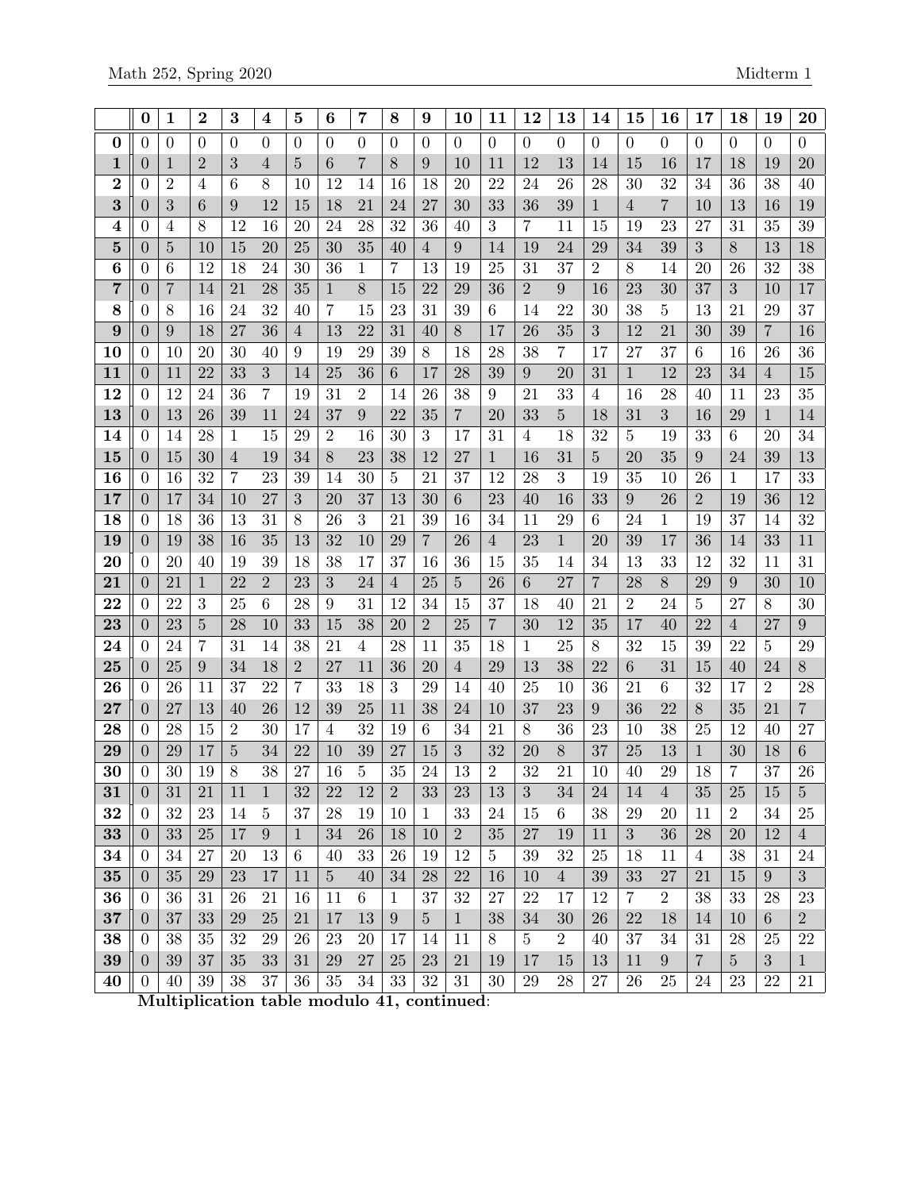| | **0** | **1** | **2** | **3** | **4** | **5** | **6** | **7** | **8** | **9** | **10** | **11** | **12** | **13** | **14** | **15** | **16** | **17** | **18** | **19** | **20** |
|---|---|---|---|---|---|---|---|---|---|---|---|---|---|---|---|---|---|---|---|---|---|
| **0** | 0 | 0 | 0 | 0 | 0 | 0 | 0 | 0 | 0 | 0 | 0 | 0 | 0 | 0 | 0 | 0 | 0 | 0 | 0 | 0 | 0 |
| **1** | 0 | 1 | 2 | 3 | 4 | 5 | 6 | 7 | 8 | 9 | 10 | 11 | 12 | 13 | 14 | 15 | 16 | 17 | 18 | 19 | 20 |
| **2** | 0 | 2 | 4 | 6 | 8 | 10 | 12 | 14 | 16 | 18 | 20 | 22 | 24 | 26 | 28 | 30 | 32 | 34 | 36 | 38 | 40 |
| **3** | 0 | 3 | 6 | 9 | 12 | 15 | 18 | 21 | 24 | 27 | 30 | 33 | 36 | 39 | 1 | 4 | 7 | 10 | 13 | 16 | 19 |
| **4** | 0 | 4 | 8 | 12 | 16 | 20 | 24 | 28 | 32 | 36 | 40 | 3 | 7 | 11 | 15 | 19 | 23 | 27 | 31 | 35 | 39 |
| **5** | 0 | 5 | 10 | 15 | 20 | 25 | 30 | 35 | 40 | 4 | 9 | 14 | 19 | 24 | 29 | 34 | 39 | 3 | 8 | 13 | 18 |
| **6** | 0 | 6 | 12 | 18 | 24 | 30 | 36 | 1 | 7 | 13 | 19 | 25 | 31 | 37 | 2 | 8 | 14 | 20 | 26 | 32 | 38 |
| **7** | 0 | 7 | 14 | 21 | 28 | 35 | 1 | 8 | 15 | 22 | 29 | 36 | 2 | 9 | 16 | 23 | 30 | 37 | 3 | 10 | 17 |
| **8** | 0 | 8 | 16 | 24 | 32 | 40 | 7 | 15 | 23 | 31 | 39 | 6 | 14 | 22 | 30 | 38 | 5 | 13 | 21 | 29 | 37 |
| **9** | 0 | 9 | 18 | 27 | 36 | 4 | 13 | 22 | 31 | 40 | 8 | 17 | 26 | 35 | 3 | 12 | 21 | 30 | 39 | 7 | 16 |
| **10** | 0 | 10 | 20 | 30 | 40 | 9 | 19 | 29 | 39 | 8 | 18 | 28 | 38 | 7 | 17 | 27 | 37 | 6 | 16 | 26 | 36 |
| **11** | 0 | 11 | 22 | 33 | 3 | 14 | 25 | 36 | 6 | 17 | 28 | 39 | 9 | 20 | 31 | 1 | 12 | 23 | 34 | 4 | 15 |
| **12** | 0 | 12 | 24 | 36 | 7 | 19 | 31 | 2 | 14 | 26 | 38 | 9 | 21 | 33 | 4 | 16 | 28 | 40 | 11 | 23 | 35 |
| **13** | 0 | 13 | 26 | 39 | 11 | 24 | 37 | 9 | 22 | 35 | 7 | 20 | 33 | 5 | 18 | 31 | 3 | 16 | 29 | 1 | 14 |
| **14** | 0 | 14 | 28 | 1 | 15 | 29 | 2 | 16 | 30 | 3 | 17 | 31 | 4 | 18 | 32 | 5 | 19 | 33 | 6 | 20 | 34 |
| **15** | 0 | 15 | 30 | 4 | 19 | 34 | 8 | 23 | 38 | 12 | 27 | 1 | 16 | 31 | 5 | 20 | 35 | 9 | 24 | 39 | 13 |
| **16** | 0 | 16 | 32 | 7 | 23 | 39 | 14 | 30 | 5 | 21 | 37 | 12 | 28 | 3 | 19 | 35 | 10 | 26 | 1 | 17 | 33 |
| **17** | 0 | 17 | 34 | 10 | 27 | 3 | 20 | 37 | 13 | 30 | 6 | 23 | 40 | 16 | 33 | 9 | 26 | 2 | 19 | 36 | 12 |
| **18** | 0 | 18 | 36 | 13 | 31 | 8 | 26 | 3 | 21 | 39 | 16 | 34 | 11 | 29 | 6 | 24 | 1 | 19 | 37 | 14 | 32 |
| **19** | 0 | 19 | 38 | 16 | 35 | 13 | 32 | 10 | 29 | 7 | 26 | 4 | 23 | 1 | 20 | 39 | 17 | 36 | 14 | 33 | 11 |
| **20** | 0 | 20 | 40 | 19 | 39 | 18 | 38 | 17 | 37 | 16 | 36 | 15 | 35 | 14 | 34 | 13 | 33 | 12 | 32 | 11 | 31 |
| **21** | 0 | 21 | 1 | 22 | 2 | 23 | 3 | 24 | 4 | 25 | 5 | 26 | 6 | 27 | 7 | 28 | 8 | 29 | 9 | 30 | 10 |
| **22** | 0 | 22 | 3 | 25 | 6 | 28 | 9 | 31 | 12 | 34 | 15 | 37 | 18 | 40 | 21 | 2 | 24 | 5 | 27 | 8 | 30 |
| **23** | 0 | 23 | 5 | 28 | 10 | 33 | 15 | 38 | 20 | 2 | 25 | 7 | 30 | 12 | 35 | 17 | 40 | 22 | 4 | 27 | 9 |
| **24** | 0 | 24 | 7 | 31 | 14 | 38 | 21 | 4 | 28 | 11 | 35 | 18 | 1 | 25 | 8 | 32 | 15 | 39 | 22 | 5 | 29 |
| **25** | 0 | 25 | 9 | 34 | 18 | 2 | 27 | 11 | 36 | 20 | 4 | 29 | 13 | 38 | 22 | 6 | 31 | 15 | 40 | 24 | 8 |
| **26** | 0 | 26 | 11 | 37 | 22 | 7 | 33 | 18 | 3 | 29 | 14 | 40 | 25 | 10 | 36 | 21 | 6 | 32 | 17 | 2 | 28 |
| **27** | 0 | 27 | 13 | 40 | 26 | 12 | 39 | 25 | 11 | 38 | 24 | 10 | 37 | 23 | 9 | 36 | 22 | 8 | 35 | 21 | 7 |
| **28** | 0 | 28 | 15 | 2 | 30 | 17 | 4 | 32 | 19 | 6 | 34 | 21 | 8 | 36 | 23 | 10 | 38 | 25 | 12 | 40 | 27 |
| **29** | 0 | 29 | 17 | 5 | 34 | 22 | 10 | 39 | 27 | 15 | 3 | 32 | 20 | 8 | 37 | 25 | 13 | 1 | 30 | 18 | 6 |
| **30** | 0 | 30 | 19 | 8 | 38 | 27 | 16 | 5 | 35 | 24 | 13 | 2 | 32 | 21 | 10 | 40 | 29 | 18 | 7 | 37 | 26 |
| **31** | 0 | 31 | 21 | 11 | 1 | 32 | 22 | 12 | 2 | 33 | 23 | 13 | 3 | 34 | 24 | 14 | 4 | 35 | 25 | 15 | 5 |
| **32** | 0 | 32 | 23 | 14 | 5 | 37 | 28 | 19 | 10 | 1 | 33 | 24 | 15 | 6 | 38 | 29 | 20 | 11 | 2 | 34 | 25 |
| **33** | 0 | 33 | 25 | 17 | 9 | 1 | 34 | 26 | 18 | 10 | 2 | 35 | 27 | 19 | 11 | 3 | 36 | 28 | 20 | 12 | 4 |
| **34** | 0 | 34 | 27 | 20 | 13 | 6 | 40 | 33 | 26 | 19 | 12 | 5 | 39 | 32 | 25 | 18 | 11 | 4 | 38 | 31 | 24 |
| **35** | 0 | 35 | 29 | 23 | 17 | 11 | 5 | 40 | 34 | 28 | 22 | 16 | 10 | 4 | 39 | 33 | 27 | 21 | 15 | 9 | 3 |
| **36** | 0 | 36 | 31 | 26 | 21 | 16 | 11 | 6 | 1 | 37 | 32 | 27 | 22 | 17 | 12 | 7 | 2 | 38 | 33 | 28 | 23 |
| **37** | 0 | 37 | 33 | 29 | 25 | 21 | 17 | 13 | 9 | 5 | 1 | 38 | 34 | 30 | 26 | 22 | 18 | 14 | 10 | 6 | 2 |
| **38** | 0 | 38 | 35 | 32 | 29 | 26 | 23 | 20 | 17 | 14 | 11 | 8 | 5 | 2 | 40 | 37 | 34 | 31 | 28 | 25 | 22 |
| **39** | 0 | 39 | 37 | 35 | 33 | 31 | 29 | 27 | 25 | 23 | 21 | 19 | 17 | 15 | 13 | 11 | 9 | 7 | 5 | 3 | 1 |
| **40** | 0 | 40 | 39 | 38 | 37 | 36 | 35 | 34 | 33 | 32 | 31 | 30 | 29 | 28 | 27 | 26 | 25 | 24 | 23 | 22 | 21 |

**Multiplication table modulo 41, continued**: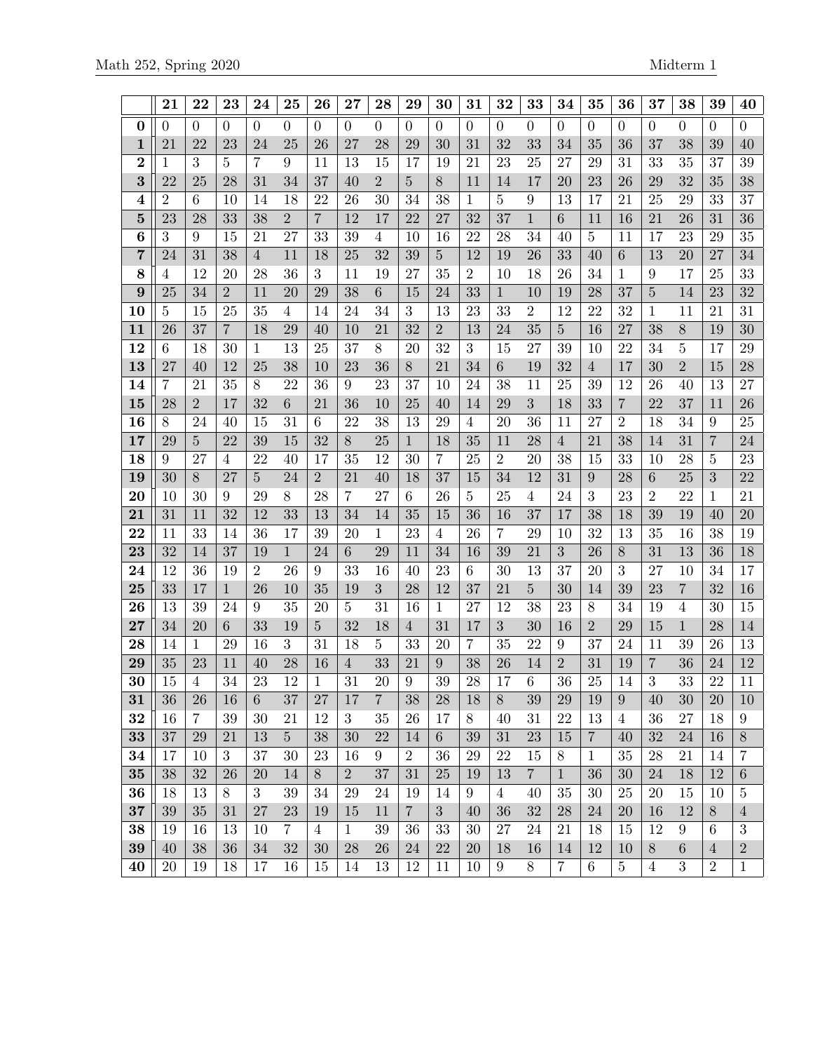| | 21 | 22 | 23 | 24 | 25 | 26 | 27 | 28 | 29 | 30 | 31 | 32 | 33 | 34 | 35 | 36 | 37 | 38 | 39 | 40 |
|---|---|---|---|---|---|---|---|---|---|---|---|---|---|---|---|---|---|---|---|---|
| **0** | 0 | 0 | 0 | 0 | 0 | 0 | 0 | 0 | 0 | 0 | 0 | 0 | 0 | 0 | 0 | 0 | 0 | 0 | 0 | 0 |
| **1** | 21 | 22 | 23 | 24 | 25 | 26 | 27 | 28 | 29 | 30 | 31 | 32 | 33 | 34 | 35 | 36 | 37 | 38 | 39 | 40 |
| **2** | 1 | 3 | 5 | 7 | 9 | 11 | 13 | 15 | 17 | 19 | 21 | 23 | 25 | 27 | 29 | 31 | 33 | 35 | 37 | 39 |
| **3** | 22 | 25 | 28 | 31 | 34 | 37 | 40 | 2 | 5 | 8 | 11 | 14 | 17 | 20 | 23 | 26 | 29 | 32 | 35 | 38 |
| **4** | 2 | 6 | 10 | 14 | 18 | 22 | 26 | 30 | 34 | 38 | 1 | 5 | 9 | 13 | 17 | 21 | 25 | 29 | 33 | 37 |
| **5** | 23 | 28 | 33 | 38 | 2 | 7 | 12 | 17 | 22 | 27 | 32 | 37 | 1 | 6 | 11 | 16 | 21 | 26 | 31 | 36 |
| **6** | 3 | 9 | 15 | 21 | 27 | 33 | 39 | 4 | 10 | 16 | 22 | 28 | 34 | 40 | 5 | 11 | 17 | 23 | 29 | 35 |
| **7** | 24 | 31 | 38 | 4 | 11 | 18 | 25 | 32 | 39 | 5 | 12 | 19 | 26 | 33 | 40 | 6 | 13 | 20 | 27 | 34 |
| **8** | 4 | 12 | 20 | 28 | 36 | 3 | 11 | 19 | 27 | 35 | 2 | 10 | 18 | 26 | 34 | 1 | 9 | 17 | 25 | 33 |
| **9** | 25 | 34 | 2 | 11 | 20 | 29 | 38 | 6 | 15 | 24 | 33 | 1 | 10 | 19 | 28 | 37 | 5 | 14 | 23 | 32 |
| **10** | 5 | 15 | 25 | 35 | 4 | 14 | 24 | 34 | 3 | 13 | 23 | 33 | 2 | 12 | 22 | 32 | 1 | 11 | 21 | 31 |
| **11** | 26 | 37 | 7 | 18 | 29 | 40 | 10 | 21 | 32 | 2 | 13 | 24 | 35 | 5 | 16 | 27 | 38 | 8 | 19 | 30 |
| **12** | 6 | 18 | 30 | 1 | 13 | 25 | 37 | 8 | 20 | 32 | 3 | 15 | 27 | 39 | 10 | 22 | 34 | 5 | 17 | 29 |
| **13** | 27 | 40 | 12 | 25 | 38 | 10 | 23 | 36 | 8 | 21 | 34 | 6 | 19 | 32 | 4 | 17 | 30 | 2 | 15 | 28 |
| **14** | 7 | 21 | 35 | 8 | 22 | 36 | 9 | 23 | 37 | 10 | 24 | 38 | 11 | 25 | 39 | 12 | 26 | 40 | 13 | 27 |
| **15** | 28 | 2 | 17 | 32 | 6 | 21 | 36 | 10 | 25 | 40 | 14 | 29 | 3 | 18 | 33 | 7 | 22 | 37 | 11 | 26 |
| **16** | 8 | 24 | 40 | 15 | 31 | 6 | 22 | 38 | 13 | 29 | 4 | 20 | 36 | 11 | 27 | 2 | 18 | 34 | 9 | 25 |
| **17** | 29 | 5 | 22 | 39 | 15 | 32 | 8 | 25 | 1 | 18 | 35 | 11 | 28 | 4 | 21 | 38 | 14 | 31 | 7 | 24 |
| **18** | 9 | 27 | 4 | 22 | 40 | 17 | 35 | 12 | 30 | 7 | 25 | 2 | 20 | 38 | 15 | 33 | 10 | 28 | 5 | 23 |
| **19** | 30 | 8 | 27 | 5 | 24 | 2 | 21 | 40 | 18 | 37 | 15 | 34 | 12 | 31 | 9 | 28 | 6 | 25 | 3 | 22 |
| **20** | 10 | 30 | 9 | 29 | 8 | 28 | 7 | 27 | 6 | 26 | 5 | 25 | 4 | 24 | 3 | 23 | 2 | 22 | 1 | 21 |
| **21** | 31 | 11 | 32 | 12 | 33 | 13 | 34 | 14 | 35 | 15 | 36 | 16 | 37 | 17 | 38 | 18 | 39 | 19 | 40 | 20 |
| **22** | 11 | 33 | 14 | 36 | 17 | 39 | 20 | 1 | 23 | 4 | 26 | 7 | 29 | 10 | 32 | 13 | 35 | 16 | 38 | 19 |
| **23** | 32 | 14 | 37 | 19 | 1 | 24 | 6 | 29 | 11 | 34 | 16 | 39 | 21 | 3 | 26 | 8 | 31 | 13 | 36 | 18 |
| **24** | 12 | 36 | 19 | 2 | 26 | 9 | 33 | 16 | 40 | 23 | 6 | 30 | 13 | 37 | 20 | 3 | 27 | 10 | 34 | 17 |
| **25** | 33 | 17 | 1 | 26 | 10 | 35 | 19 | 3 | 28 | 12 | 37 | 21 | 5 | 30 | 14 | 39 | 23 | 7 | 32 | 16 |
| **26** | 13 | 39 | 24 | 9 | 35 | 20 | 5 | 31 | 16 | 1 | 27 | 12 | 38 | 23 | 8 | 34 | 19 | 4 | 30 | 15 |
| **27** | 34 | 20 | 6 | 33 | 19 | 5 | 32 | 18 | 4 | 31 | 17 | 3 | 30 | 16 | 2 | 29 | 15 | 1 | 28 | 14 |
| **28** | 14 | 1 | 29 | 16 | 3 | 31 | 18 | 5 | 33 | 20 | 7 | 35 | 22 | 9 | 37 | 24 | 11 | 39 | 26 | 13 |
| **29** | 35 | 23 | 11 | 40 | 28 | 16 | 4 | 33 | 21 | 9 | 38 | 26 | 14 | 2 | 31 | 19 | 7 | 36 | 24 | 12 |
| **30** | 15 | 4 | 34 | 23 | 12 | 1 | 31 | 20 | 9 | 39 | 28 | 17 | 6 | 36 | 25 | 14 | 3 | 33 | 22 | 11 |
| **31** | 36 | 26 | 16 | 6 | 37 | 27 | 17 | 7 | 38 | 28 | 18 | 8 | 39 | 29 | 19 | 9 | 40 | 30 | 20 | 10 |
| **32** | 16 | 7 | 39 | 30 | 21 | 12 | 3 | 35 | 26 | 17 | 8 | 40 | 31 | 22 | 13 | 4 | 36 | 27 | 18 | 9 |
| **33** | 37 | 29 | 21 | 13 | 5 | 38 | 30 | 22 | 14 | 6 | 39 | 31 | 23 | 15 | 7 | 40 | 32 | 24 | 16 | 8 |
| **34** | 17 | 10 | 3 | 37 | 30 | 23 | 16 | 9 | 2 | 36 | 29 | 22 | 15 | 8 | 1 | 35 | 28 | 21 | 14 | 7 |
| **35** | 38 | 32 | 26 | 20 | 14 | 8 | 2 | 37 | 31 | 25 | 19 | 13 | 7 | 1 | 36 | 30 | 24 | 18 | 12 | 6 |
| **36** | 18 | 13 | 8 | 3 | 39 | 34 | 29 | 24 | 19 | 14 | 9 | 4 | 40 | 35 | 30 | 25 | 20 | 15 | 10 | 5 |
| **37** | 39 | 35 | 31 | 27 | 23 | 19 | 15 | 11 | 7 | 3 | 40 | 36 | 32 | 28 | 24 | 20 | 16 | 12 | 8 | 4 |
| **38** | 19 | 16 | 13 | 10 | 7 | 4 | 1 | 39 | 36 | 33 | 30 | 27 | 24 | 21 | 18 | 15 | 12 | 9 | 6 | 3 |
| **39** | 40 | 38 | 36 | 34 | 32 | 30 | 28 | 26 | 24 | 22 | 20 | 18 | 16 | 14 | 12 | 10 | 8 | 6 | 4 | 2 |
| **40** | 20 | 19 | 18 | 17 | 16 | 15 | 14 | 13 | 12 | 11 | 10 | 9 | 8 | 7 | 6 | 5 | 4 | 3 | 2 | 1 |